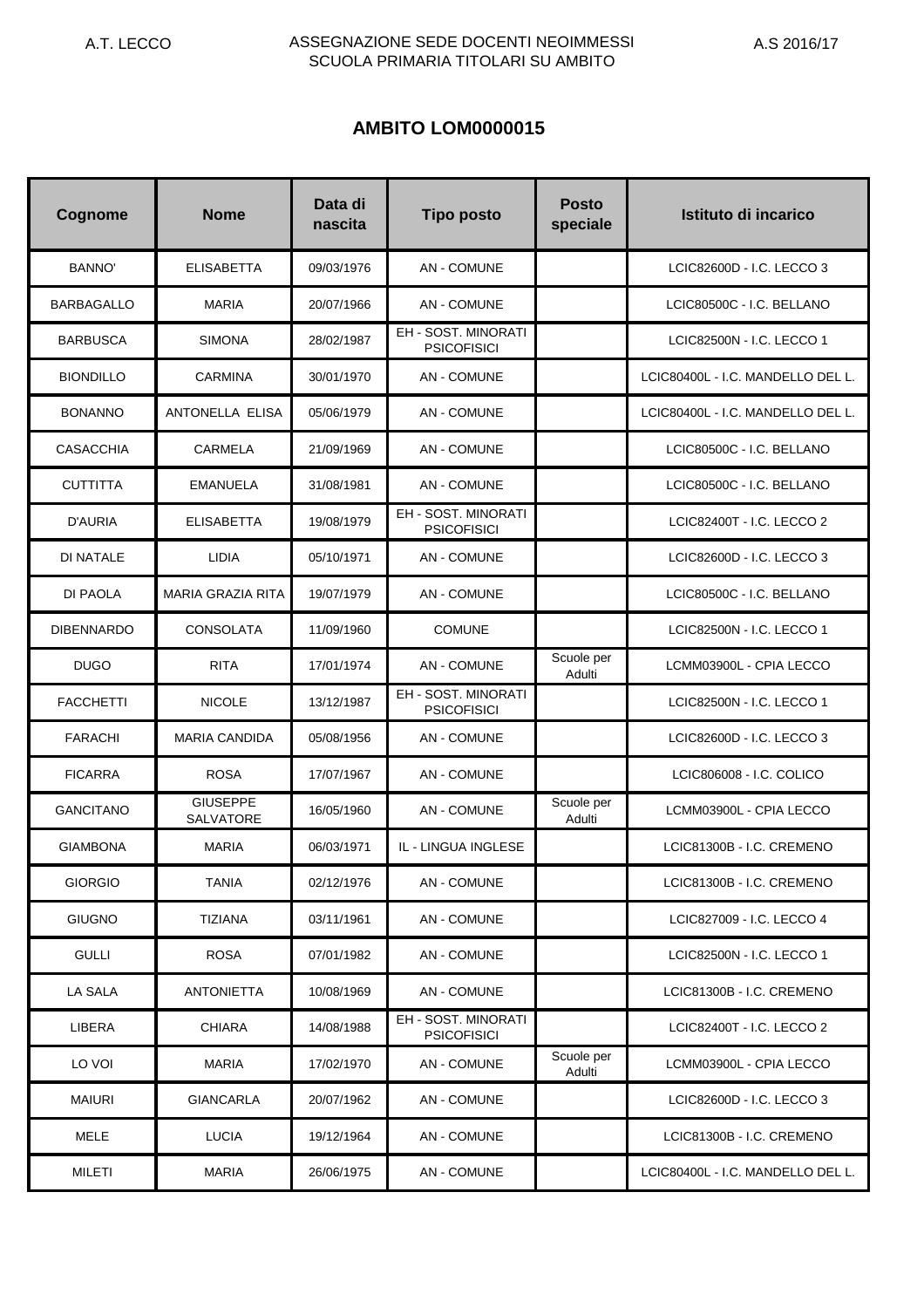A.T. LECCO

ASSEGNAZIONE SEDE DOCENTI NEOIMMESSI
SCUOLA PRIMARIA TITOLARI SU AMBITO

A.S 2016/17

## AMBITO LOM0000015

| Cognome | Nome | Data di nascita | Tipo posto | Posto speciale | Istituto di incarico |
|---|---|---|---|---|---|
| BANNO' | ELISABETTA | 09/03/1976 | AN - COMUNE | | LCIC82600D - I.C. LECCO 3 |
| BARBAGALLO | MARIA | 20/07/1966 | AN - COMUNE | | LCIC80500C - I.C. BELLANO |
| BARBUSCA | SIMONA | 28/02/1987 | EH - SOST. MINORATI PSICOFISICI | | LCIC82500N - I.C. LECCO 1 |
| BIONDILLO | CARMINA | 30/01/1970 | AN - COMUNE | | LCIC80400L - I.C. MANDELLO DEL L. |
| BONANNO | ANTONELLA ELISA | 05/06/1979 | AN - COMUNE | | LCIC80400L - I.C. MANDELLO DEL L. |
| CASACCHIA | CARMELA | 21/09/1969 | AN - COMUNE | | LCIC80500C - I.C. BELLANO |
| CUTTITTA | EMANUELA | 31/08/1981 | AN - COMUNE | | LCIC80500C - I.C. BELLANO |
| D'AURIA | ELISABETTA | 19/08/1979 | EH - SOST. MINORATI PSICOFISICI | | LCIC82400T - I.C. LECCO 2 |
| DI NATALE | LIDIA | 05/10/1971 | AN - COMUNE | | LCIC82600D - I.C. LECCO 3 |
| DI PAOLA | MARIA GRAZIA RITA | 19/07/1979 | AN - COMUNE | | LCIC80500C - I.C. BELLANO |
| DIBENNARDO | CONSOLATA | 11/09/1960 | COMUNE | | LCIC82500N - I.C. LECCO 1 |
| DUGO | RITA | 17/01/1974 | AN - COMUNE | Scuole per Adulti | LCMM03900L - CPIA LECCO |
| FACCHETTI | NICOLE | 13/12/1987 | EH - SOST. MINORATI PSICOFISICI | | LCIC82500N - I.C. LECCO 1 |
| FARACHI | MARIA CANDIDA | 05/08/1956 | AN - COMUNE | | LCIC82600D - I.C. LECCO 3 |
| FICARRA | ROSA | 17/07/1967 | AN - COMUNE | | LCIC806008 - I.C. COLICO |
| GANCITANO | GIUSEPPE SALVATORE | 16/05/1960 | AN - COMUNE | Scuole per Adulti | LCMM03900L - CPIA LECCO |
| GIAMBONA | MARIA | 06/03/1971 | IL - LINGUA INGLESE | | LCIC81300B - I.C. CREMENO |
| GIORGIO | TANIA | 02/12/1976 | AN - COMUNE | | LCIC81300B - I.C. CREMENO |
| GIUGNO | TIZIANA | 03/11/1961 | AN - COMUNE | | LCIC827009 - I.C. LECCO 4 |
| GULLI | ROSA | 07/01/1982 | AN - COMUNE | | LCIC82500N - I.C. LECCO 1 |
| LA SALA | ANTONIETTA | 10/08/1969 | AN - COMUNE | | LCIC81300B - I.C. CREMENO |
| LIBERA | CHIARA | 14/08/1988 | EH - SOST. MINORATI PSICOFISICI | | LCIC82400T - I.C. LECCO 2 |
| LO VOI | MARIA | 17/02/1970 | AN - COMUNE | Scuole per Adulti | LCMM03900L - CPIA LECCO |
| MAIURI | GIANCARLA | 20/07/1962 | AN - COMUNE | | LCIC82600D - I.C. LECCO 3 |
| MELE | LUCIA | 19/12/1964 | AN - COMUNE | | LCIC81300B - I.C. CREMENO |
| MILETI | MARIA | 26/06/1975 | AN - COMUNE | | LCIC80400L - I.C. MANDELLO DEL L. |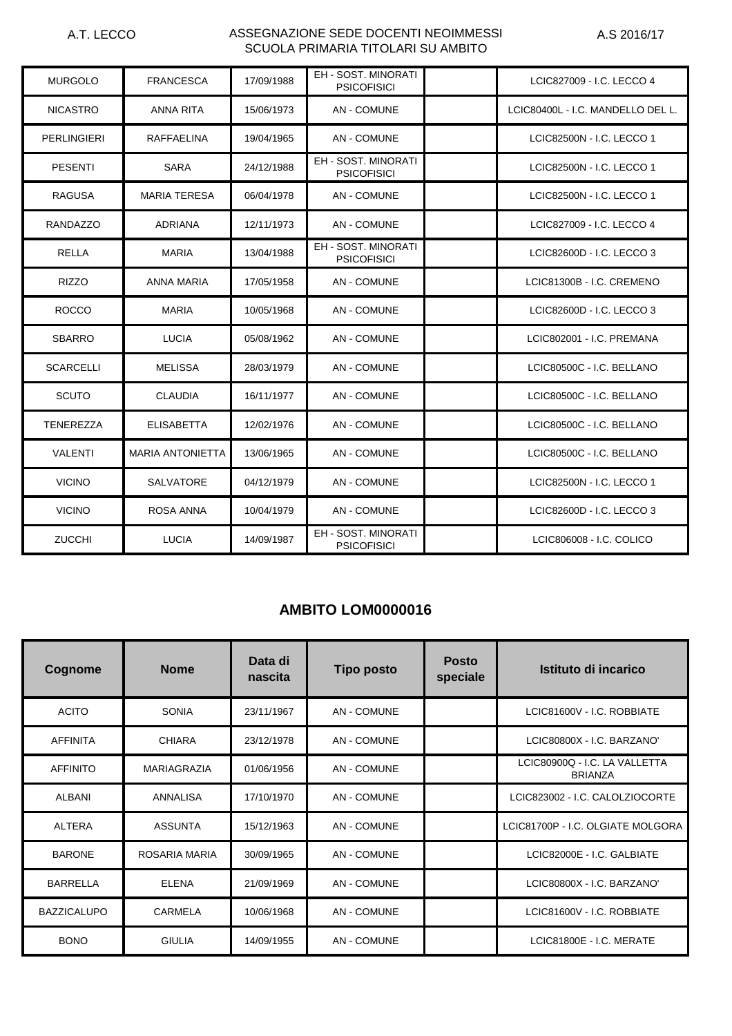| MURGOLO | FRANCESCA | 17/09/1988 | EH - SOST. MINORATI PSICOFISICI | | LCIC827009 - I.C. LECCO 4 |
|---|---|---|---|---|---|
| NICASTRO | ANNA RITA | 15/06/1973 | AN - COMUNE | | LCIC80400L - I.C. MANDELLO DEL L. |
| PERLINGIERI | RAFFAELINA | 19/04/1965 | AN - COMUNE | | LCIC82500N - I.C. LECCO 1 |
| PESENTI | SARA | 24/12/1988 | EH - SOST. MINORATI PSICOFISICI | | LCIC82500N - I.C. LECCO 1 |
| RAGUSA | MARIA TERESA | 06/04/1978 | AN - COMUNE | | LCIC82500N - I.C. LECCO 1 |
| RANDAZZO | ADRIANA | 12/11/1973 | AN - COMUNE | | LCIC827009 - I.C. LECCO 4 |
| RELLA | MARIA | 13/04/1988 | EH - SOST. MINORATI PSICOFISICI | | LCIC82600D - I.C. LECCO 3 |
| RIZZO | ANNA MARIA | 17/05/1958 | AN - COMUNE | | LCIC81300B - I.C. CREMENO |
| ROCCO | MARIA | 10/05/1968 | AN - COMUNE | | LCIC82600D - I.C. LECCO 3 |
| SBARRO | LUCIA | 05/08/1962 | AN - COMUNE | | LCIC802001 - I.C. PREMANA |
| SCARCELLI | MELISSA | 28/03/1979 | AN - COMUNE | | LCIC80500C - I.C. BELLANO |
| SCUTO | CLAUDIA | 16/11/1977 | AN - COMUNE | | LCIC80500C - I.C. BELLANO |
| TENEREZZA | ELISABETTA | 12/02/1976 | AN - COMUNE | | LCIC80500C - I.C. BELLANO |
| VALENTI | MARIA ANTONIETTA | 13/06/1965 | AN - COMUNE | | LCIC80500C - I.C. BELLANO |
| VICINO | SALVATORE | 04/12/1979 | AN - COMUNE | | LCIC82500N - I.C. LECCO 1 |
| VICINO | ROSA ANNA | 10/04/1979 | AN - COMUNE | | LCIC82600D - I.C. LECCO 3 |
| ZUCCHI | LUCIA | 14/09/1987 | EH - SOST. MINORATI PSICOFISICI | | LCIC806008 - I.C. COLICO |

## AMBITO LOM0000016

| Cognome | Nome | Data di nascita | Tipo posto | Posto speciale | Istituto di incarico |
|---|---|---|---|---|---|
| ACITO | SONIA | 23/11/1967 | AN - COMUNE | | LCIC81600V - I.C. ROBBIATE |
| AFFINITA | CHIARA | 23/12/1978 | AN - COMUNE | | LCIC80800X - I.C. BARZANO' |
| AFFINITO | MARIAGRAZIA | 01/06/1956 | AN - COMUNE | | LCIC80900Q - I.C. LA VALLETTA BRIANZA |
| ALBANI | ANNALISA | 17/10/1970 | AN - COMUNE | | LCIC823002 - I.C. CALOLZIOCORTE |
| ALTERA | ASSUNTA | 15/12/1963 | AN - COMUNE | | LCIC81700P - I.C. OLGIATE MOLGORA |
| BARONE | ROSARIA MARIA | 30/09/1965 | AN - COMUNE | | LCIC82000E - I.C. GALBIATE |
| BARRELLA | ELENA | 21/09/1969 | AN - COMUNE | | LCIC80800X - I.C. BARZANO' |
| BAZZICALUPO | CARMELA | 10/06/1968 | AN - COMUNE | | LCIC81600V - I.C. ROBBIATE |
| BONO | GIULIA | 14/09/1955 | AN - COMUNE | | LCIC81800E - I.C. MERATE |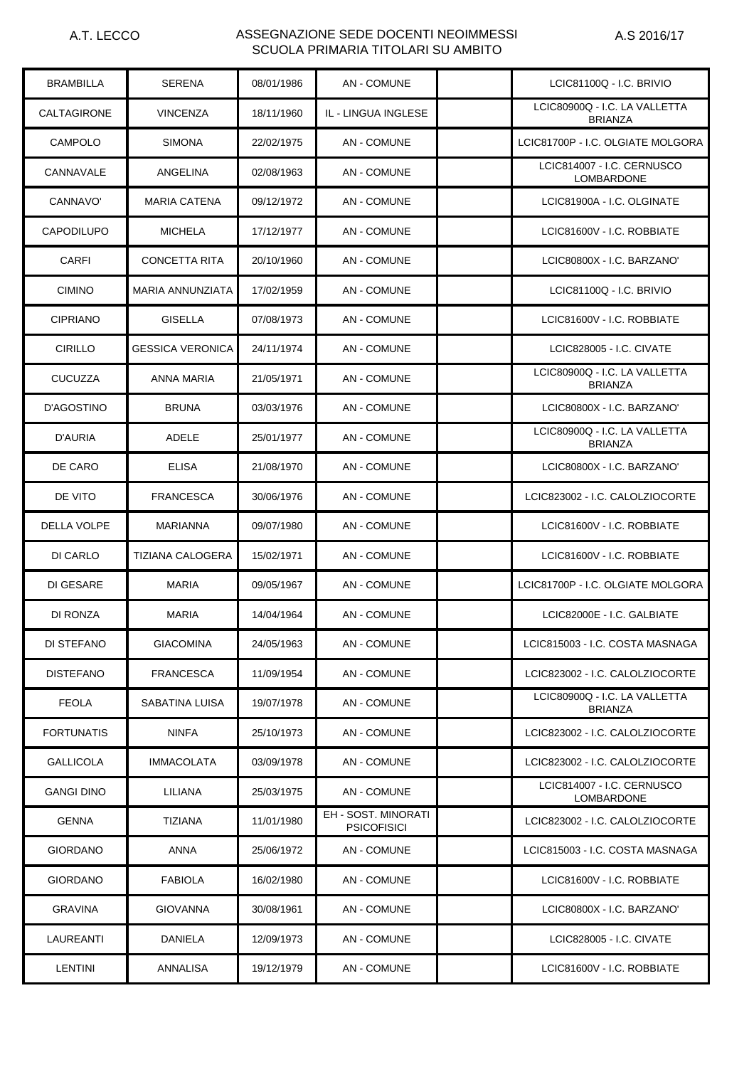| | | | | | |
|---|---|---|---|---|---|
| BRAMBILLA | SERENA | 08/01/1986 | AN - COMUNE | | LCIC81100Q - I.C. BRIVIO |
| CALTAGIRONE | VINCENZA | 18/11/1960 | IL - LINGUA INGLESE | | LCIC80900Q - I.C. LA VALLETTA BRIANZA |
| CAMPOLO | SIMONA | 22/02/1975 | AN - COMUNE | | LCIC81700P - I.C. OLGIATE MOLGORA |
| CANNAVALE | ANGELINA | 02/08/1963 | AN - COMUNE | | LCIC814007 - I.C. CERNUSCO LOMBARDONE |
| CANNAVO' | MARIA CATENA | 09/12/1972 | AN - COMUNE | | LCIC81900A - I.C. OLGINATE |
| CAPODILUPO | MICHELA | 17/12/1977 | AN - COMUNE | | LCIC81600V - I.C. ROBBIATE |
| CARFI | CONCETTA RITA | 20/10/1960 | AN - COMUNE | | LCIC80800X - I.C. BARZANO' |
| CIMINO | MARIA ANNUNZIATA | 17/02/1959 | AN - COMUNE | | LCIC81100Q - I.C. BRIVIO |
| CIPRIANO | GISELLA | 07/08/1973 | AN - COMUNE | | LCIC81600V - I.C. ROBBIATE |
| CIRILLO | GESSICA VERONICA | 24/11/1974 | AN - COMUNE | | LCIC828005 - I.C. CIVATE |
| CUCUZZA | ANNA MARIA | 21/05/1971 | AN - COMUNE | | LCIC80900Q - I.C. LA VALLETTA BRIANZA |
| D'AGOSTINO | BRUNA | 03/03/1976 | AN - COMUNE | | LCIC80800X - I.C. BARZANO' |
| D'AURIA | ADELE | 25/01/1977 | AN - COMUNE | | LCIC80900Q - I.C. LA VALLETTA BRIANZA |
| DE CARO | ELISA | 21/08/1970 | AN - COMUNE | | LCIC80800X - I.C. BARZANO' |
| DE VITO | FRANCESCA | 30/06/1976 | AN - COMUNE | | LCIC823002 - I.C. CALOLZIOCORTE |
| DELLA VOLPE | MARIANNA | 09/07/1980 | AN - COMUNE | | LCIC81600V - I.C. ROBBIATE |
| DI CARLO | TIZIANA CALOGERA | 15/02/1971 | AN - COMUNE | | LCIC81600V - I.C. ROBBIATE |
| DI GESARE | MARIA | 09/05/1967 | AN - COMUNE | | LCIC81700P - I.C. OLGIATE MOLGORA |
| DI RONZA | MARIA | 14/04/1964 | AN - COMUNE | | LCIC82000E - I.C. GALBIATE |
| DI STEFANO | GIACOMINA | 24/05/1963 | AN - COMUNE | | LCIC815003 - I.C. COSTA MASNAGA |
| DISTEFANO | FRANCESCA | 11/09/1954 | AN - COMUNE | | LCIC823002 - I.C. CALOLZIOCORTE |
| FEOLA | SABATINA LUISA | 19/07/1978 | AN - COMUNE | | LCIC80900Q - I.C. LA VALLETTA BRIANZA |
| FORTUNATIS | NINFA | 25/10/1973 | AN - COMUNE | | LCIC823002 - I.C. CALOLZIOCORTE |
| GALLICOLA | IMMACOLATA | 03/09/1978 | AN - COMUNE | | LCIC823002 - I.C. CALOLZIOCORTE |
| GANGI DINO | LILIANA | 25/03/1975 | AN - COMUNE | | LCIC814007 - I.C. CERNUSCO LOMBARDONE |
| GENNA | TIZIANA | 11/01/1980 | EH - SOST. MINORATI PSICOFISICI | | LCIC823002 - I.C. CALOLZIOCORTE |
| GIORDANO | ANNA | 25/06/1972 | AN - COMUNE | | LCIC815003 - I.C. COSTA MASNAGA |
| GIORDANO | FABIOLA | 16/02/1980 | AN - COMUNE | | LCIC81600V - I.C. ROBBIATE |
| GRAVINA | GIOVANNA | 30/08/1961 | AN - COMUNE | | LCIC80800X - I.C. BARZANO' |
| LAUREANTI | DANIELA | 12/09/1973 | AN - COMUNE | | LCIC828005 - I.C. CIVATE |
| LENTINI | ANNALISA | 19/12/1979 | AN - COMUNE | | LCIC81600V - I.C. ROBBIATE |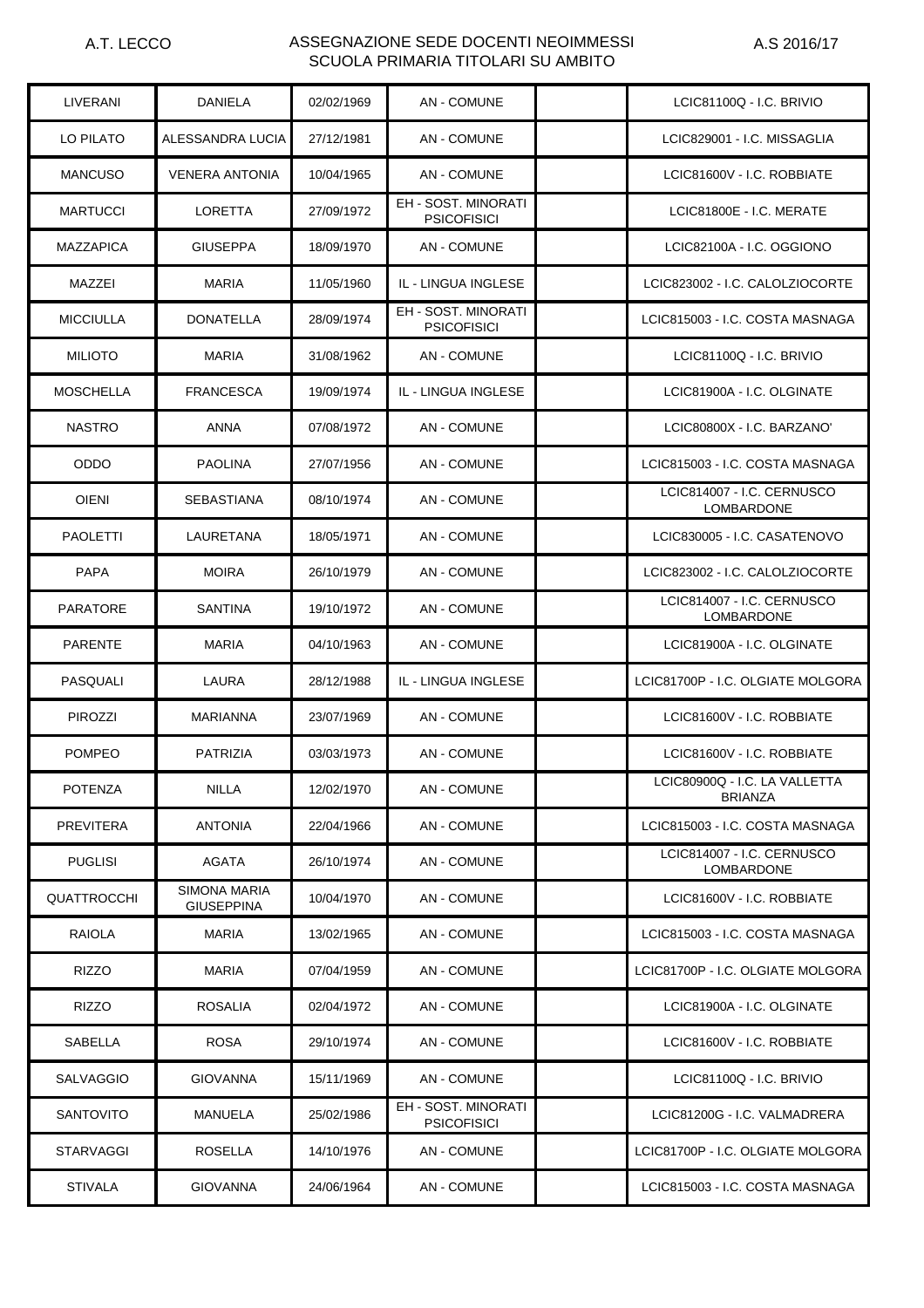| LIVERANI | DANIELA | 02/02/1969 | AN - COMUNE | | LCIC81100Q - I.C. BRIVIO |
|---|---|---|---|---|---|
| LO PILATO | ALESSANDRA LUCIA | 27/12/1981 | AN - COMUNE | | LCIC829001 - I.C. MISSAGLIA |
| MANCUSO | VENERA ANTONIA | 10/04/1965 | AN - COMUNE | | LCIC81600V - I.C. ROBBIATE |
| MARTUCCI | LORETTA | 27/09/1972 | EH - SOST. MINORATI PSICOFISICI | | LCIC81800E - I.C. MERATE |
| MAZZAPICA | GIUSEPPA | 18/09/1970 | AN - COMUNE | | LCIC82100A - I.C. OGGIONO |
| MAZZEI | MARIA | 11/05/1960 | IL - LINGUA INGLESE | | LCIC823002 - I.C. CALOLZIOCORTE |
| MICCIULLA | DONATELLA | 28/09/1974 | EH - SOST. MINORATI PSICOFISICI | | LCIC815003 - I.C. COSTA MASNAGA |
| MILIOTO | MARIA | 31/08/1962 | AN - COMUNE | | LCIC81100Q - I.C. BRIVIO |
| MOSCHELLA | FRANCESCA | 19/09/1974 | IL - LINGUA INGLESE | | LCIC81900A - I.C. OLGINATE |
| NASTRO | ANNA | 07/08/1972 | AN - COMUNE | | LCIC80800X - I.C. BARZANO' |
| ODDO | PAOLINA | 27/07/1956 | AN - COMUNE | | LCIC815003 - I.C. COSTA MASNAGA |
| OIENI | SEBASTIANA | 08/10/1974 | AN - COMUNE | | LCIC814007 - I.C. CERNUSCO LOMBARDONE |
| PAOLETTI | LAURETANA | 18/05/1971 | AN - COMUNE | | LCIC830005 - I.C. CASATENOVO |
| PAPA | MOIRA | 26/10/1979 | AN - COMUNE | | LCIC823002 - I.C. CALOLZIOCORTE |
| PARATORE | SANTINA | 19/10/1972 | AN - COMUNE | | LCIC814007 - I.C. CERNUSCO LOMBARDONE |
| PARENTE | MARIA | 04/10/1963 | AN - COMUNE | | LCIC81900A - I.C. OLGINATE |
| PASQUALI | LAURA | 28/12/1988 | IL - LINGUA INGLESE | | LCIC81700P - I.C. OLGIATE MOLGORA |
| PIROZZI | MARIANNA | 23/07/1969 | AN - COMUNE | | LCIC81600V - I.C. ROBBIATE |
| POMPEO | PATRIZIA | 03/03/1973 | AN - COMUNE | | LCIC81600V - I.C. ROBBIATE |
| POTENZA | NILLA | 12/02/1970 | AN - COMUNE | | LCIC80900Q - I.C. LA VALLETTA BRIANZA |
| PREVITERA | ANTONIA | 22/04/1966 | AN - COMUNE | | LCIC815003 - I.C. COSTA MASNAGA |
| PUGLISI | AGATA | 26/10/1974 | AN - COMUNE | | LCIC814007 - I.C. CERNUSCO LOMBARDONE |
| QUATTROCCHI | SIMONA MARIA GIUSEPPINA | 10/04/1970 | AN - COMUNE | | LCIC81600V - I.C. ROBBIATE |
| RAIOLA | MARIA | 13/02/1965 | AN - COMUNE | | LCIC815003 - I.C. COSTA MASNAGA |
| RIZZO | MARIA | 07/04/1959 | AN - COMUNE | | LCIC81700P - I.C. OLGIATE MOLGORA |
| RIZZO | ROSALIA | 02/04/1972 | AN - COMUNE | | LCIC81900A - I.C. OLGINATE |
| SABELLA | ROSA | 29/10/1974 | AN - COMUNE | | LCIC81600V - I.C. ROBBIATE |
| SALVAGGIO | GIOVANNA | 15/11/1969 | AN - COMUNE | | LCIC81100Q - I.C. BRIVIO |
| SANTOVITO | MANUELA | 25/02/1986 | EH - SOST. MINORATI PSICOFISICI | | LCIC81200G - I.C. VALMADRERA |
| STARVAGGI | ROSELLA | 14/10/1976 | AN - COMUNE | | LCIC81700P - I.C. OLGIATE MOLGORA |
| STIVALA | GIOVANNA | 24/06/1964 | AN - COMUNE | | LCIC815003 - I.C. COSTA MASNAGA |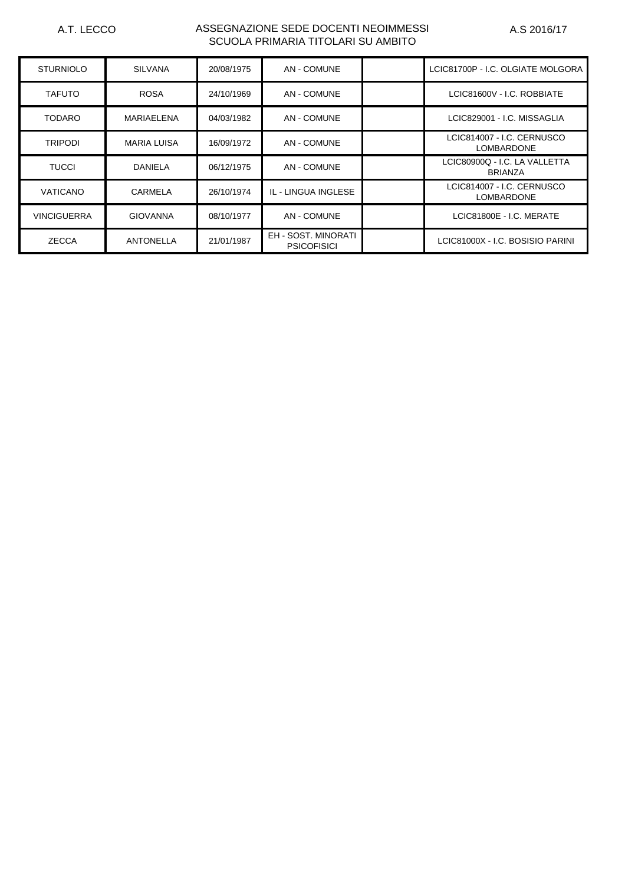| | | | | | |
|---|---|---|---|---|---|
| STURNIOLO | SILVANA | 20/08/1975 | AN - COMUNE | | LCIC81700P - I.C. OLGIATE MOLGORA |
| TAFUTO | ROSA | 24/10/1969 | AN - COMUNE | | LCIC81600V - I.C. ROBBIATE |
| TODARO | MARIAELENA | 04/03/1982 | AN - COMUNE | | LCIC829001 - I.C. MISSAGLIA |
| TRIPODI | MARIA LUISA | 16/09/1972 | AN - COMUNE | | LCIC814007 - I.C. CERNUSCO LOMBARDONE |
| TUCCI | DANIELA | 06/12/1975 | AN - COMUNE | | LCIC80900Q - I.C. LA VALLETTA BRIANZA |
| VATICANO | CARMELA | 26/10/1974 | IL - LINGUA INGLESE | | LCIC814007 - I.C. CERNUSCO LOMBARDONE |
| VINCIGUERRA | GIOVANNA | 08/10/1977 | AN - COMUNE | | LCIC81800E - I.C. MERATE |
| ZECCA | ANTONELLA | 21/01/1987 | EH - SOST. MINORATI PSICOFISICI | | LCIC81000X - I.C. BOSISIO PARINI |